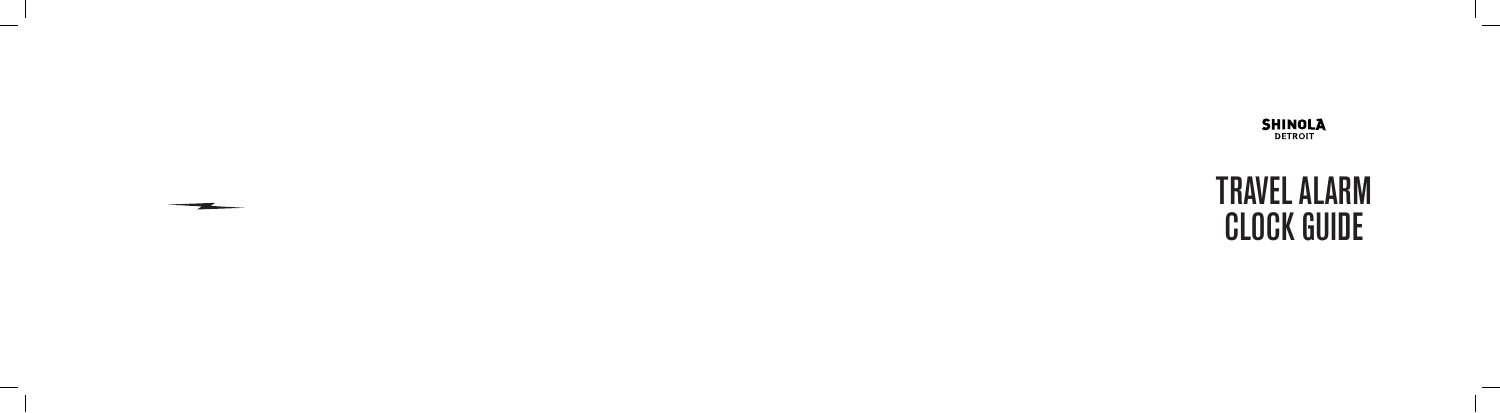SHINOLA
DETROIT

# TRAVEL ALARM CLOCK GUIDE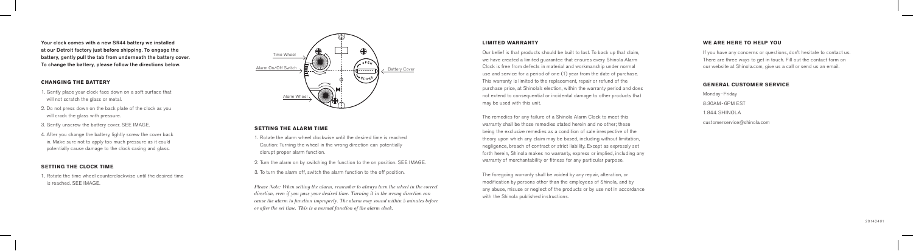**Your clock comes with a new SR44 battery we installed at our Detroit factory just before shipping. To engage the battery, gently pull the tab from underneath the battery cover. To change the battery, please follow the directions below.**

### CHANGING THE BATTERY

1. Gently place your clock face down on a soft surface that will not scratch the glass or metal.
2. Do not press down on the back plate of the clock as you will crack the glass with pressure.
3. Gently unscrew the battery cover. SEE IMAGE.
4. After you change the battery, lightly screw the cover back in. Make sure not to apply too much pressure as it could potentially cause damage to the clock casing and glass.

### SETTING THE CLOCK TIME

1. Rotate the time wheel counterclockwise until the desired time is reached. SEE IMAGE.

Time Wheel

Alarm On/Off Switch

Battery Cover

OPEN

CLOSE

Alarm Wheel

### SETTING THE ALARM TIME

1. Rotate the alarm wheel clockwise until the desired time is reached
   Caution: Turning the wheel in the wrong direction can potentially disrupt proper alarm function.
2. Turn the alarm on by switching the function to the on position. SEE IMAGE.
3. To turn the alarm off, switch the alarm function to the off position.

*Please Note: When setting the alarm, remember to always turn the wheel in the correct direction, even if you pass your desired time. Turning it in the wrong direction can cause the alarm to function improperly. The alarm may sound within 5 minutes before or after the set time. This is a normal function of the alarm clock.*

### LIMITED WARRANTY

Our belief is that products should be built to last. To back up that claim, we have created a limited guarantee that ensures every Shinola Alarm Clock is free from defects in material and workmanship under normal use and service for a period of one (1) year from the date of purchase. This warranty is limited to the replacement, repair or refund of the purchase price, at Shinola's election, within the warranty period and does not extend to consequential or incidental damage to other products that may be used with this unit.

The remedies for any failure of a Shinola Alarm Clock to meet this warranty shall be those remedies stated herein and no other; these being the exclusive remedies as a condition of sale irrespective of the theory upon which any claim may be based, including without limitation, negligence, breach of contract or strict liability. Except as expressly set forth herein, Shinola makes no warranty, express or implied, including any warranty of merchantability or fitness for any particular purpose.

The foregoing warranty shall be voided by any repair, alteration, or modification by persons other than the employees of Shinola, and by any abuse, misuse or neglect of the products or by use not in accordance with the Shinola published instructions.

### WE ARE HERE TO HELP YOU

If you have any concerns or questions, don't hesitate to contact us. There are three ways to get in touch. Fill out the contact form on our website at Shinola.com, give us a call or send us an email.

### GENERAL CUSTOMER SERVICE

Monday - Friday

8:30AM - 6PM EST

1.844.SHINOLA

customerservice@shinola.com

20142491